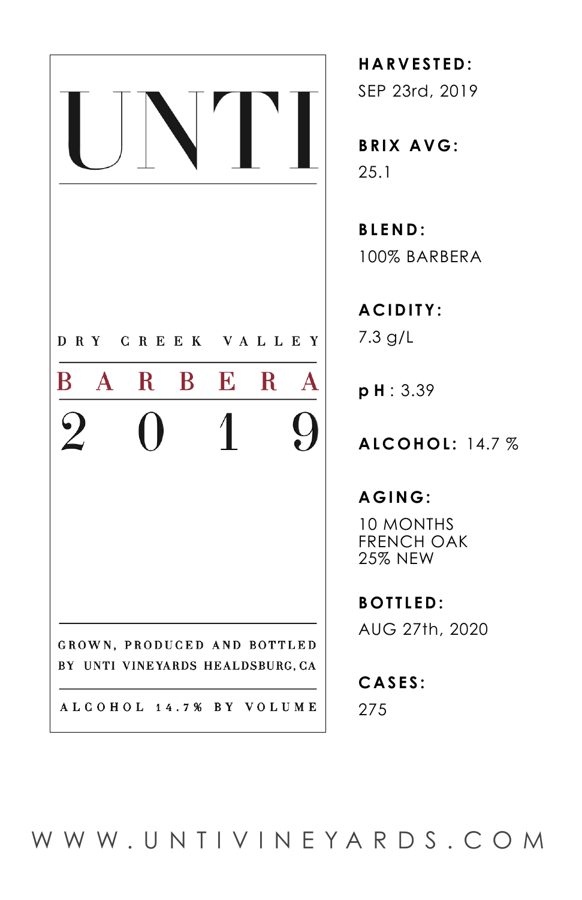# UNTI

DRY CREEK VALLEY

## BARBERA

## 2019

GROWN, PRODUCED AND BOTTLED BY UNTI VINEYARDS HEALDSBURG, CA

ALCOHOL 14.7% BY VOLUME

**HARVESTED:**
SEP 23rd, 2019

**BRIX AVG:**
25.1

**BLEND:**
100% BARBERA

**ACIDITY:**
7.3 g/L

**pH**: 3.39

**ALCOHOL:** 14.7 %

**AGING:**
10 MONTHS
FRENCH OAK
25% NEW

**BOTTLED:**
AUG 27th, 2020

**CASES:**
275

WWW.UNTIVINEYARDS.COM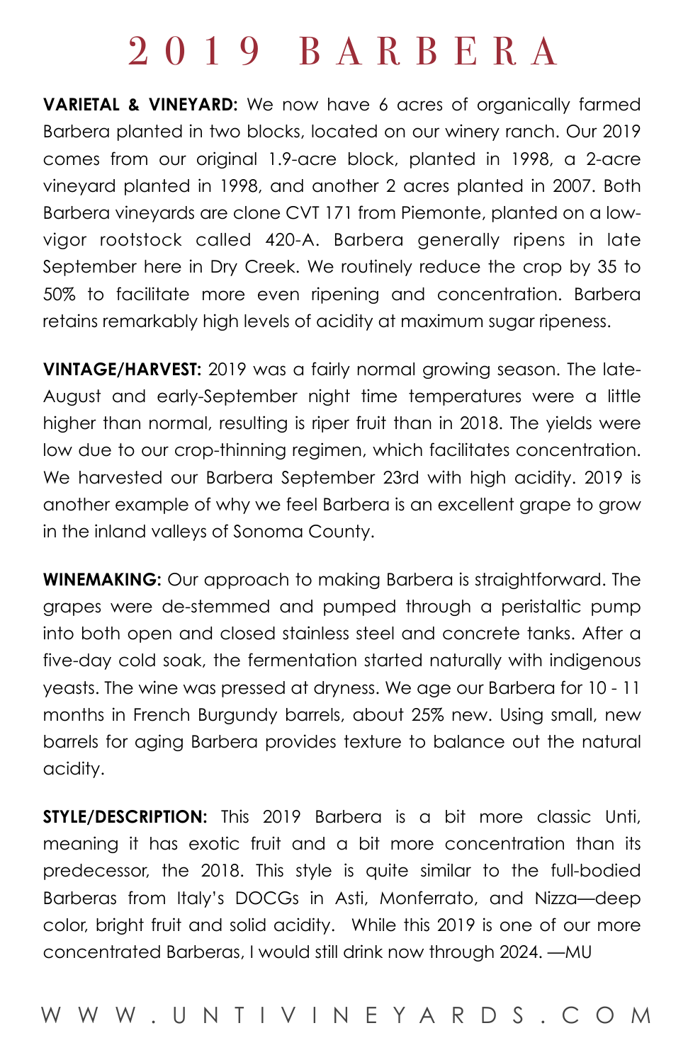# 2019 BARBERA

**VARIETAL & VINEYARD:** We now have 6 acres of organically farmed Barbera planted in two blocks, located on our winery ranch. Our 2019 comes from our original 1.9-acre block, planted in 1998, a 2-acre vineyard planted in 1998, and another 2 acres planted in 2007. Both Barbera vineyards are clone CVT 171 from Piemonte, planted on a low-vigor rootstock called 420-A. Barbera generally ripens in late September here in Dry Creek. We routinely reduce the crop by 35 to 50% to facilitate more even ripening and concentration. Barbera retains remarkably high levels of acidity at maximum sugar ripeness.

**VINTAGE/HARVEST:** 2019 was a fairly normal growing season. The late-August and early-September night time temperatures were a little higher than normal, resulting is riper fruit than in 2018. The yields were low due to our crop-thinning regimen, which facilitates concentration. We harvested our Barbera September 23rd with high acidity. 2019 is another example of why we feel Barbera is an excellent grape to grow in the inland valleys of Sonoma County.

**WINEMAKING:** Our approach to making Barbera is straightforward. The grapes were de-stemmed and pumped through a peristaltic pump into both open and closed stainless steel and concrete tanks. After a five-day cold soak, the fermentation started naturally with indigenous yeasts. The wine was pressed at dryness. We age our Barbera for 10 - 11 months in French Burgundy barrels, about 25% new. Using small, new barrels for aging Barbera provides texture to balance out the natural acidity.

**STYLE/DESCRIPTION:** This 2019 Barbera is a bit more classic Unti, meaning it has exotic fruit and a bit more concentration than its predecessor, the 2018. This style is quite similar to the full-bodied Barberas from Italy's DOCGs in Asti, Monferrato, and Nizza—deep color, bright fruit and solid acidity. While this 2019 is one of our more concentrated Barberas, I would still drink now through 2024. —MU

WWW.UNTIVINEYARDS.COM